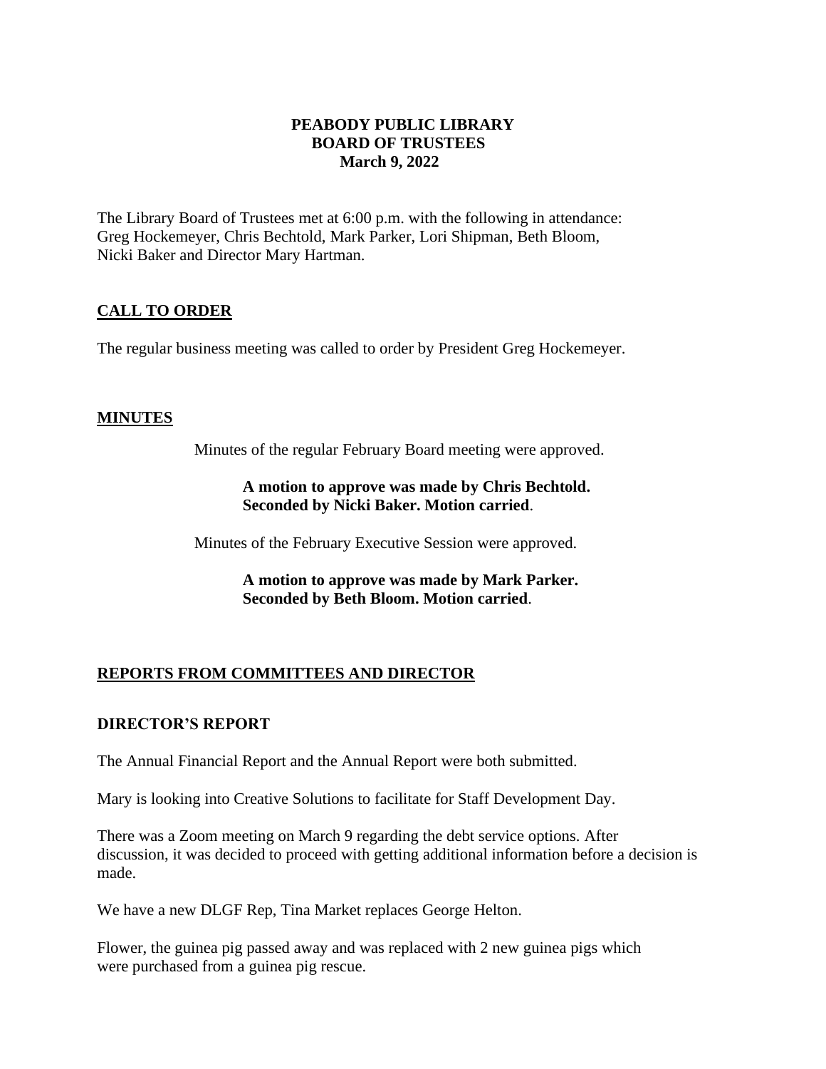# PEABODY PUBLIC LIBRARY
## BOARD OF TRUSTEES
### March 9, 2022

The Library Board of Trustees met at 6:00 p.m. with the following in attendance: Greg Hockemeyer, Chris Bechtold, Mark Parker, Lori Shipman, Beth Bloom, Nicki Baker and Director Mary Hartman.

## CALL TO ORDER

The regular business meeting was called to order by President Greg Hockemeyer.

## MINUTES

Minutes of the regular February Board meeting were approved.

> **A motion to approve was made by Chris Bechtold. Seconded by Nicki Baker. Motion carried**.

Minutes of the February Executive Session were approved.

> **A motion to approve was made by Mark Parker. Seconded by Beth Bloom. Motion carried**.

## REPORTS FROM COMMITTEES AND DIRECTOR

### DIRECTOR'S REPORT

The Annual Financial Report and the Annual Report were both submitted.

Mary is looking into Creative Solutions to facilitate for Staff Development Day.

There was a Zoom meeting on March 9 regarding the debt service options. After discussion, it was decided to proceed with getting additional information before a decision is made.

We have a new DLGF Rep, Tina Market replaces George Helton.

Flower, the guinea pig passed away and was replaced with 2 new guinea pigs which were purchased from a guinea pig rescue.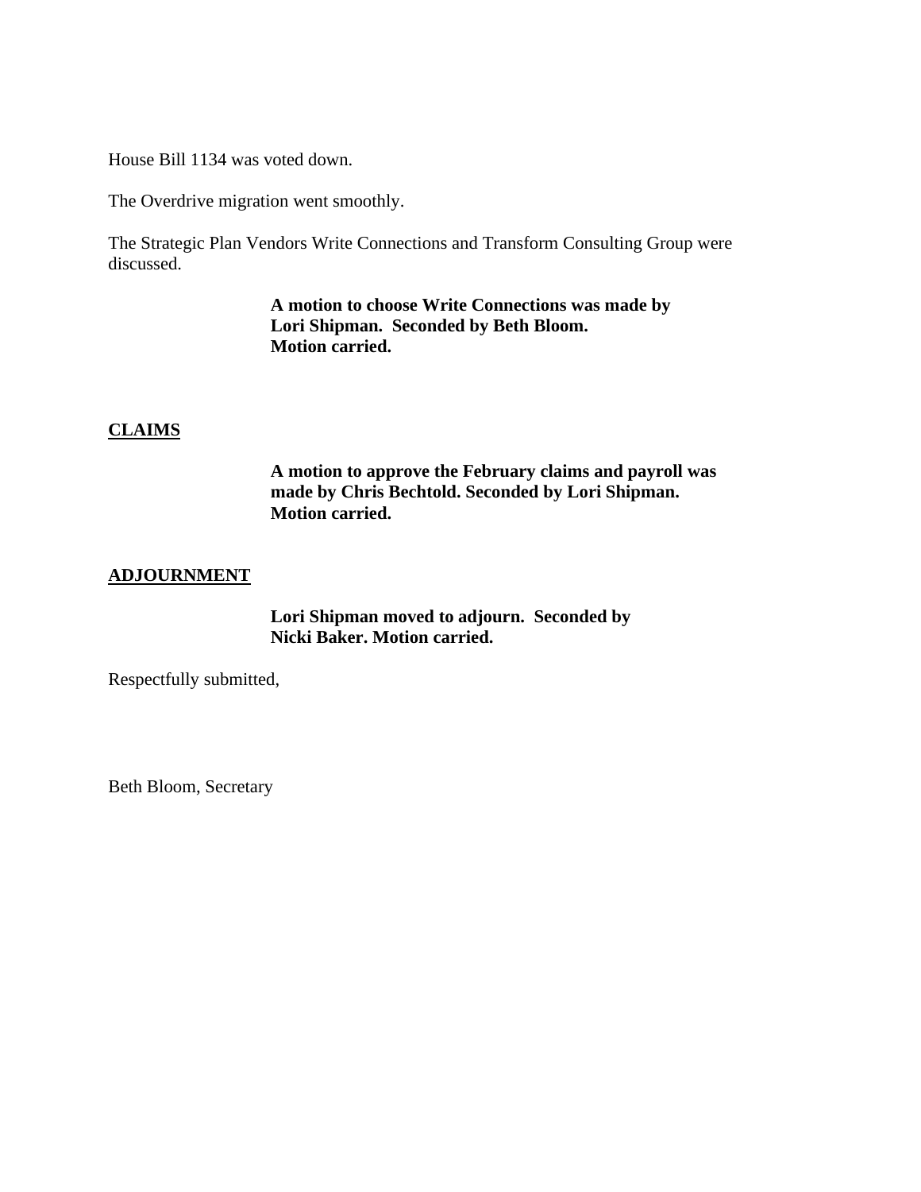House Bill 1134 was voted down.

The Overdrive migration went smoothly.

The Strategic Plan Vendors Write Connections and Transform Consulting Group were discussed.

**A motion to choose Write Connections was made by Lori Shipman. Seconded by Beth Bloom. Motion carried.**

## CLAIMS

**A motion to approve the February claims and payroll was made by Chris Bechtold. Seconded by Lori Shipman. Motion carried.**

## ADJOURNMENT

**Lori Shipman moved to adjourn. Seconded by Nicki Baker. Motion carried.**

Respectfully submitted,

Beth Bloom, Secretary